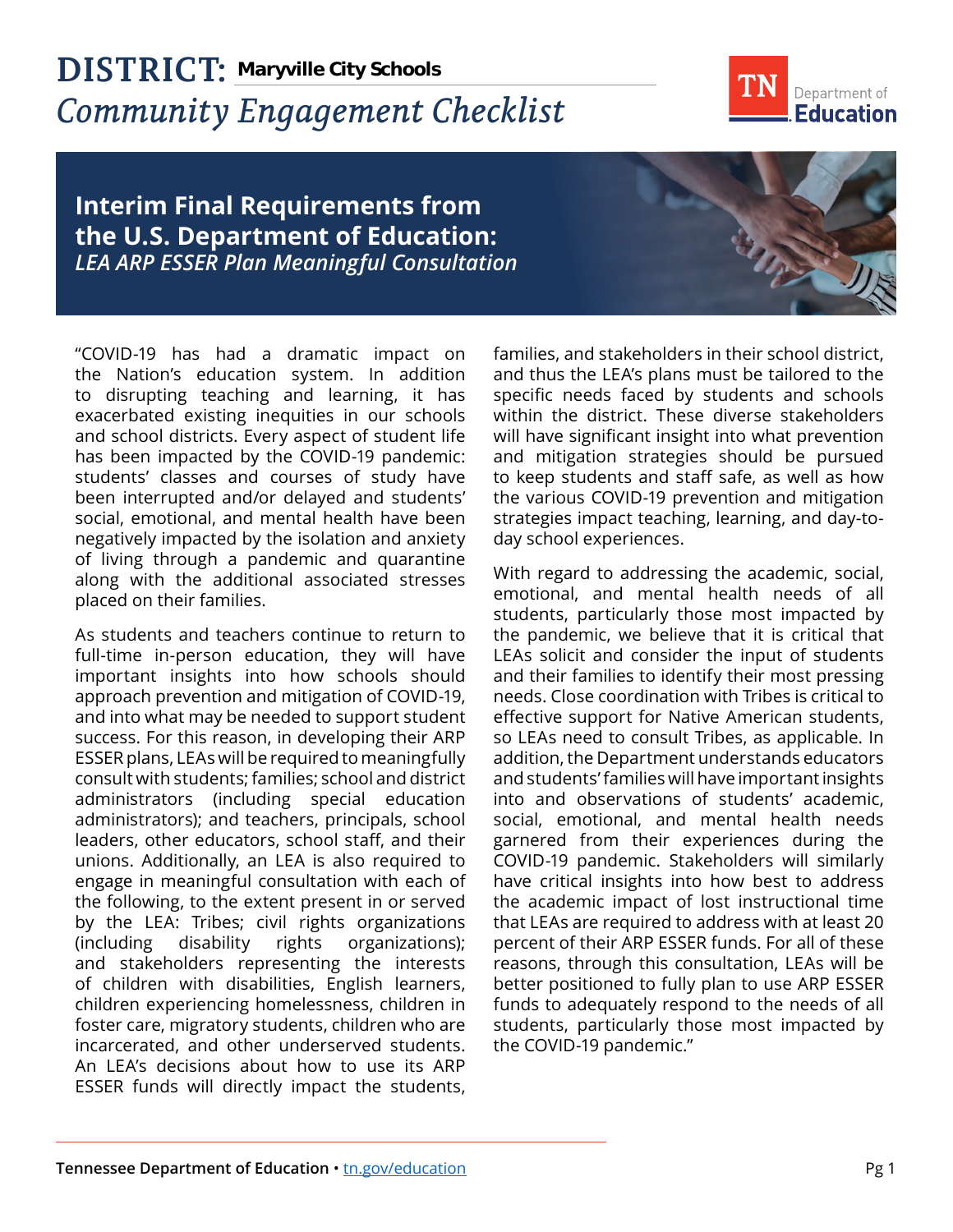# DISTRICT: Maryville City Schools

## *Community Engagement Checklist*

### Interim Final Requirements from the U.S. Department of Education:
*LEA ARP ESSER Plan Meaningful Consultation*

"COVID-19 has had a dramatic impact on the Nation's education system. In addition to disrupting teaching and learning, it has exacerbated existing inequities in our schools and school districts. Every aspect of student life has been impacted by the COVID-19 pandemic: students' classes and courses of study have been interrupted and/or delayed and students' social, emotional, and mental health have been negatively impacted by the isolation and anxiety of living through a pandemic and quarantine along with the additional associated stresses placed on their families.

As students and teachers continue to return to full-time in-person education, they will have important insights into how schools should approach prevention and mitigation of COVID-19, and into what may be needed to support student success. For this reason, in developing their ARP ESSER plans, LEAs will be required to meaningfully consult with students; families; school and district administrators (including special education administrators); and teachers, principals, school leaders, other educators, school staff, and their unions. Additionally, an LEA is also required to engage in meaningful consultation with each of the following, to the extent present in or served by the LEA: Tribes; civil rights organizations (including disability rights organizations); and stakeholders representing the interests of children with disabilities, English learners, children experiencing homelessness, children in foster care, migratory students, children who are incarcerated, and other underserved students. An LEA's decisions about how to use its ARP ESSER funds will directly impact the students, families, and stakeholders in their school district, and thus the LEA's plans must be tailored to the specific needs faced by students and schools within the district. These diverse stakeholders will have significant insight into what prevention and mitigation strategies should be pursued to keep students and staff safe, as well as how the various COVID-19 prevention and mitigation strategies impact teaching, learning, and day-to-day school experiences.

With regard to addressing the academic, social, emotional, and mental health needs of all students, particularly those most impacted by the pandemic, we believe that it is critical that LEAs solicit and consider the input of students and their families to identify their most pressing needs. Close coordination with Tribes is critical to effective support for Native American students, so LEAs need to consult Tribes, as applicable. In addition, the Department understands educators and students' families will have important insights into and observations of students' academic, social, emotional, and mental health needs garnered from their experiences during the COVID-19 pandemic. Stakeholders will similarly have critical insights into how best to address the academic impact of lost instructional time that LEAs are required to address with at least 20 percent of their ARP ESSER funds. For all of these reasons, through this consultation, LEAs will be better positioned to fully plan to use ARP ESSER funds to adequately respond to the needs of all students, particularly those most impacted by the COVID-19 pandemic."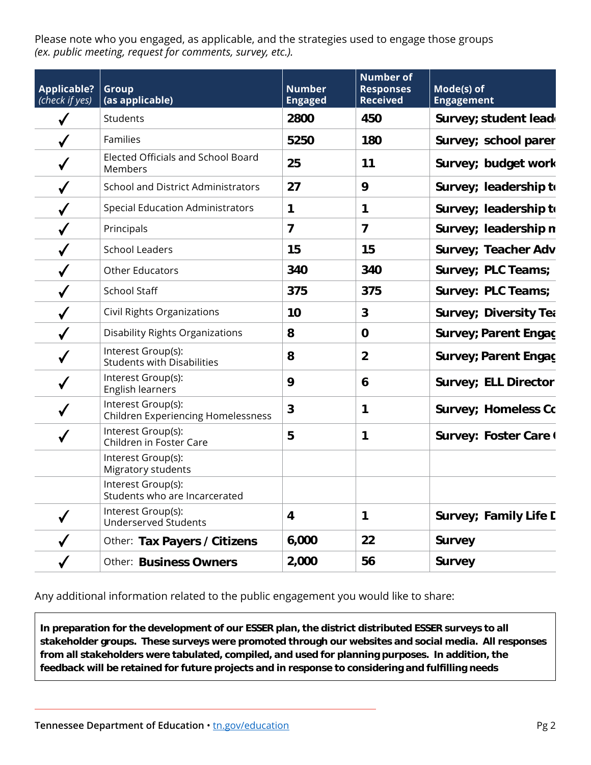Please note who you engaged, as applicable, and the strategies used to engage those groups *(ex. public meeting, request for comments, survey, etc.).*

| Applicable? *(check if yes)* | Group (as applicable) | Number Engaged | Number of Responses Received | Mode(s) of Engagement |
|---|---|---|---|---|
| ✓ | Students | **2800** | **450** | **Survey; student lead** |
| ✓ | Families | **5250** | **180** | **Survey; school parer** |
| ✓ | Elected Officials and School Board Members | **25** | **11** | **Survey; budget work** |
| ✓ | School and District Administrators | **27** | **9** | **Survey; leadership t** |
| ✓ | Special Education Administrators | **1** | **1** | **Survey; leadership t** |
| ✓ | Principals | **7** | **7** | **Survey; leadership n** |
| ✓ | School Leaders | **15** | **15** | **Survey; Teacher Adv** |
| ✓ | Other Educators | **340** | **340** | **Survey; PLC Teams;** |
| ✓ | School Staff | **375** | **375** | **Survey: PLC Teams;** |
| ✓ | Civil Rights Organizations | **10** | **3** | **Survey; Diversity Tea** |
| ✓ | Disability Rights Organizations | **8** | **0** | **Survey; Parent Engag** |
| ✓ | Interest Group(s): Students with Disabilities | **8** | **2** | **Survey; Parent Engag** |
| ✓ | Interest Group(s): English learners | **9** | **6** | **Survey; ELL Director** |
| ✓ | Interest Group(s): Children Experiencing Homelessness | **3** | **1** | **Survey; Homeless Co** |
| ✓ | Interest Group(s): Children in Foster Care | **5** | **1** | **Survey: Foster Care (** |
| | Interest Group(s): Migratory students | | | |
| | Interest Group(s): Students who are Incarcerated | | | |
| ✓ | Interest Group(s): Underserved Students | **4** | **1** | **Survey; Family Life D** |
| ✓ | Other: **Tax Payers / Citizens** | **6,000** | **22** | **Survey** |
| ✓ | Other: **Business Owners** | **2,000** | **56** | **Survey** |

Any additional information related to the public engagement you would like to share:

**In preparation for the development of our ESSER plan, the district distributed ESSER surveys to all stakeholder groups. These surveys were promoted through our websites and social media. All responses from all stakeholders were tabulated, compiled, and used for planning purposes. In addition, the feedback will be retained for future projects and in response to considering and fulfilling needs**